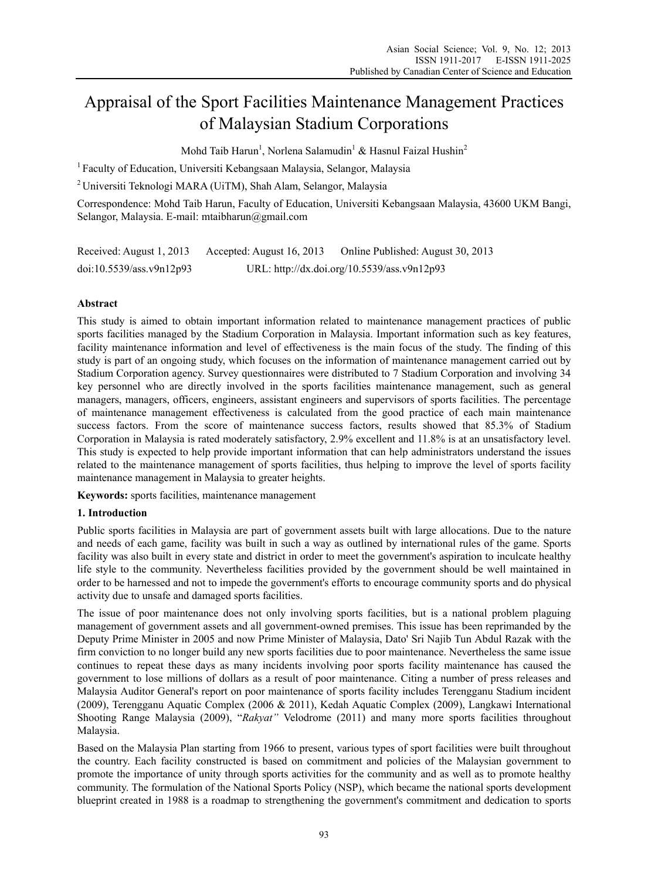# Appraisal of the Sport Facilities Maintenance Management Practices of Malaysian Stadium Corporations

Mohd Taib Harun[1], Norlena Salamudin[1] & Hasnul Faizal Hushin[2]

[1] Faculty of Education, Universiti Kebangsaan Malaysia, Selangor, Malaysia

[2] Universiti Teknologi MARA (UiTM), Shah Alam, Selangor, Malaysia

Correspondence: Mohd Taib Harun, Faculty of Education, Universiti Kebangsaan Malaysia, 43600 UKM Bangi, Selangor, Malaysia. E-mail: mtaibharun@gmail.com

Received: August 1, 2013 Accepted: August 16, 2013 Online Published: August 30, 2013

doi:10.5539/ass.v9n12p93 URL: http://dx.doi.org/10.5539/ass.v9n12p93

## Abstract

This study is aimed to obtain important information related to maintenance management practices of public sports facilities managed by the Stadium Corporation in Malaysia. Important information such as key features, facility maintenance information and level of effectiveness is the main focus of the study. The finding of this study is part of an ongoing study, which focuses on the information of maintenance management carried out by Stadium Corporation agency. Survey questionnaires were distributed to 7 Stadium Corporation and involving 34 key personnel who are directly involved in the sports facilities maintenance management, such as general managers, managers, officers, engineers, assistant engineers and supervisors of sports facilities. The percentage of maintenance management effectiveness is calculated from the good practice of each main maintenance success factors. From the score of maintenance success factors, results showed that 85.3% of Stadium Corporation in Malaysia is rated moderately satisfactory, 2.9% excellent and 11.8% is at an unsatisfactory level. This study is expected to help provide important information that can help administrators understand the issues related to the maintenance management of sports facilities, thus helping to improve the level of sports facility maintenance management in Malaysia to greater heights.

**Keywords:** sports facilities, maintenance management

## 1. Introduction

Public sports facilities in Malaysia are part of government assets built with large allocations. Due to the nature and needs of each game, facility was built in such a way as outlined by international rules of the game. Sports facility was also built in every state and district in order to meet the government's aspiration to inculcate healthy life style to the community. Nevertheless facilities provided by the government should be well maintained in order to be harnessed and not to impede the government's efforts to encourage community sports and do physical activity due to unsafe and damaged sports facilities.

The issue of poor maintenance does not only involving sports facilities, but is a national problem plaguing management of government assets and all government-owned premises. This issue has been reprimanded by the Deputy Prime Minister in 2005 and now Prime Minister of Malaysia, Dato' Sri Najib Tun Abdul Razak with the firm conviction to no longer build any new sports facilities due to poor maintenance. Nevertheless the same issue continues to repeat these days as many incidents involving poor sports facility maintenance has caused the government to lose millions of dollars as a result of poor maintenance. Citing a number of press releases and Malaysia Auditor General's report on poor maintenance of sports facility includes Terengganu Stadium incident (2009), Terengganu Aquatic Complex (2006 & 2011), Kedah Aquatic Complex (2009), Langkawi International Shooting Range Malaysia (2009), "*Rakyat"* Velodrome (2011) and many more sports facilities throughout Malaysia.

Based on the Malaysia Plan starting from 1966 to present, various types of sport facilities were built throughout the country. Each facility constructed is based on commitment and policies of the Malaysian government to promote the importance of unity through sports activities for the community and as well as to promote healthy community. The formulation of the National Sports Policy (NSP), which became the national sports development blueprint created in 1988 is a roadmap to strengthening the government's commitment and dedication to sports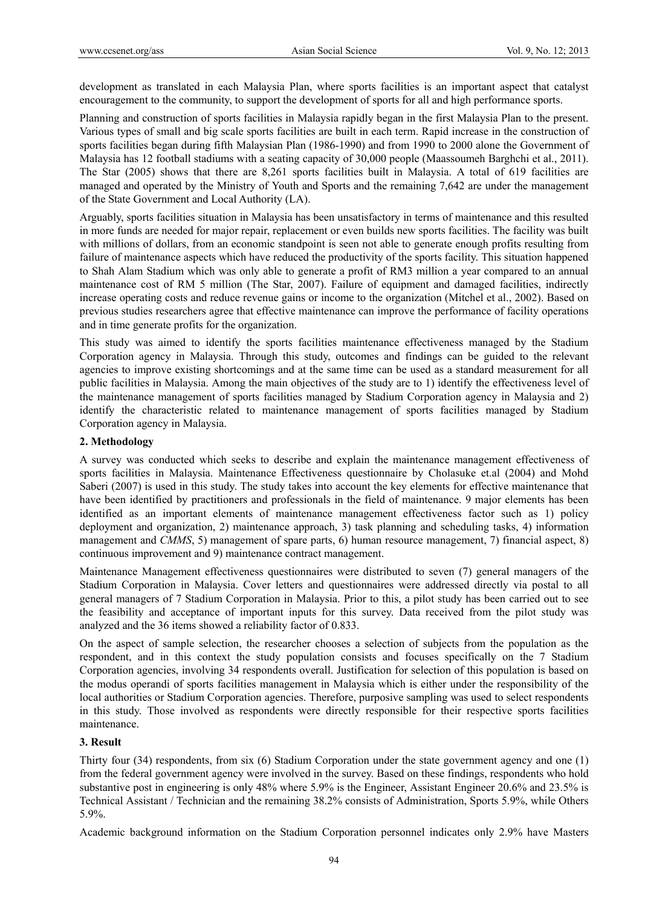development as translated in each Malaysia Plan, where sports facilities is an important aspect that catalyst encouragement to the community, to support the development of sports for all and high performance sports.

Planning and construction of sports facilities in Malaysia rapidly began in the first Malaysia Plan to the present. Various types of small and big scale sports facilities are built in each term. Rapid increase in the construction of sports facilities began during fifth Malaysian Plan (1986-1990) and from 1990 to 2000 alone the Government of Malaysia has 12 football stadiums with a seating capacity of 30,000 people (Maassoumeh Barghchi et al., 2011). The Star (2005) shows that there are 8,261 sports facilities built in Malaysia. A total of 619 facilities are managed and operated by the Ministry of Youth and Sports and the remaining 7,642 are under the management of the State Government and Local Authority (LA).

Arguably, sports facilities situation in Malaysia has been unsatisfactory in terms of maintenance and this resulted in more funds are needed for major repair, replacement or even builds new sports facilities. The facility was built with millions of dollars, from an economic standpoint is seen not able to generate enough profits resulting from failure of maintenance aspects which have reduced the productivity of the sports facility. This situation happened to Shah Alam Stadium which was only able to generate a profit of RM3 million a year compared to an annual maintenance cost of RM 5 million (The Star, 2007). Failure of equipment and damaged facilities, indirectly increase operating costs and reduce revenue gains or income to the organization (Mitchel et al., 2002). Based on previous studies researchers agree that effective maintenance can improve the performance of facility operations and in time generate profits for the organization.

This study was aimed to identify the sports facilities maintenance effectiveness managed by the Stadium Corporation agency in Malaysia. Through this study, outcomes and findings can be guided to the relevant agencies to improve existing shortcomings and at the same time can be used as a standard measurement for all public facilities in Malaysia. Among the main objectives of the study are to 1) identify the effectiveness level of the maintenance management of sports facilities managed by Stadium Corporation agency in Malaysia and 2) identify the characteristic related to maintenance management of sports facilities managed by Stadium Corporation agency in Malaysia.

## 2. Methodology

A survey was conducted which seeks to describe and explain the maintenance management effectiveness of sports facilities in Malaysia. Maintenance Effectiveness questionnaire by Cholasuke et.al (2004) and Mohd Saberi (2007) is used in this study. The study takes into account the key elements for effective maintenance that have been identified by practitioners and professionals in the field of maintenance. 9 major elements has been identified as an important elements of maintenance management effectiveness factor such as 1) policy deployment and organization, 2) maintenance approach, 3) task planning and scheduling tasks, 4) information management and *CMMS*, 5) management of spare parts, 6) human resource management, 7) financial aspect, 8) continuous improvement and 9) maintenance contract management.

Maintenance Management effectiveness questionnaires were distributed to seven (7) general managers of the Stadium Corporation in Malaysia. Cover letters and questionnaires were addressed directly via postal to all general managers of 7 Stadium Corporation in Malaysia. Prior to this, a pilot study has been carried out to see the feasibility and acceptance of important inputs for this survey. Data received from the pilot study was analyzed and the 36 items showed a reliability factor of 0.833.

On the aspect of sample selection, the researcher chooses a selection of subjects from the population as the respondent, and in this context the study population consists and focuses specifically on the 7 Stadium Corporation agencies, involving 34 respondents overall. Justification for selection of this population is based on the modus operandi of sports facilities management in Malaysia which is either under the responsibility of the local authorities or Stadium Corporation agencies. Therefore, purposive sampling was used to select respondents in this study. Those involved as respondents were directly responsible for their respective sports facilities maintenance.

## 3. Result

Thirty four (34) respondents, from six (6) Stadium Corporation under the state government agency and one (1) from the federal government agency were involved in the survey. Based on these findings, respondents who hold substantive post in engineering is only 48% where 5.9% is the Engineer, Assistant Engineer 20.6% and 23.5% is Technical Assistant / Technician and the remaining 38.2% consists of Administration, Sports 5.9%, while Others 5.9%.

Academic background information on the Stadium Corporation personnel indicates only 2.9% have Masters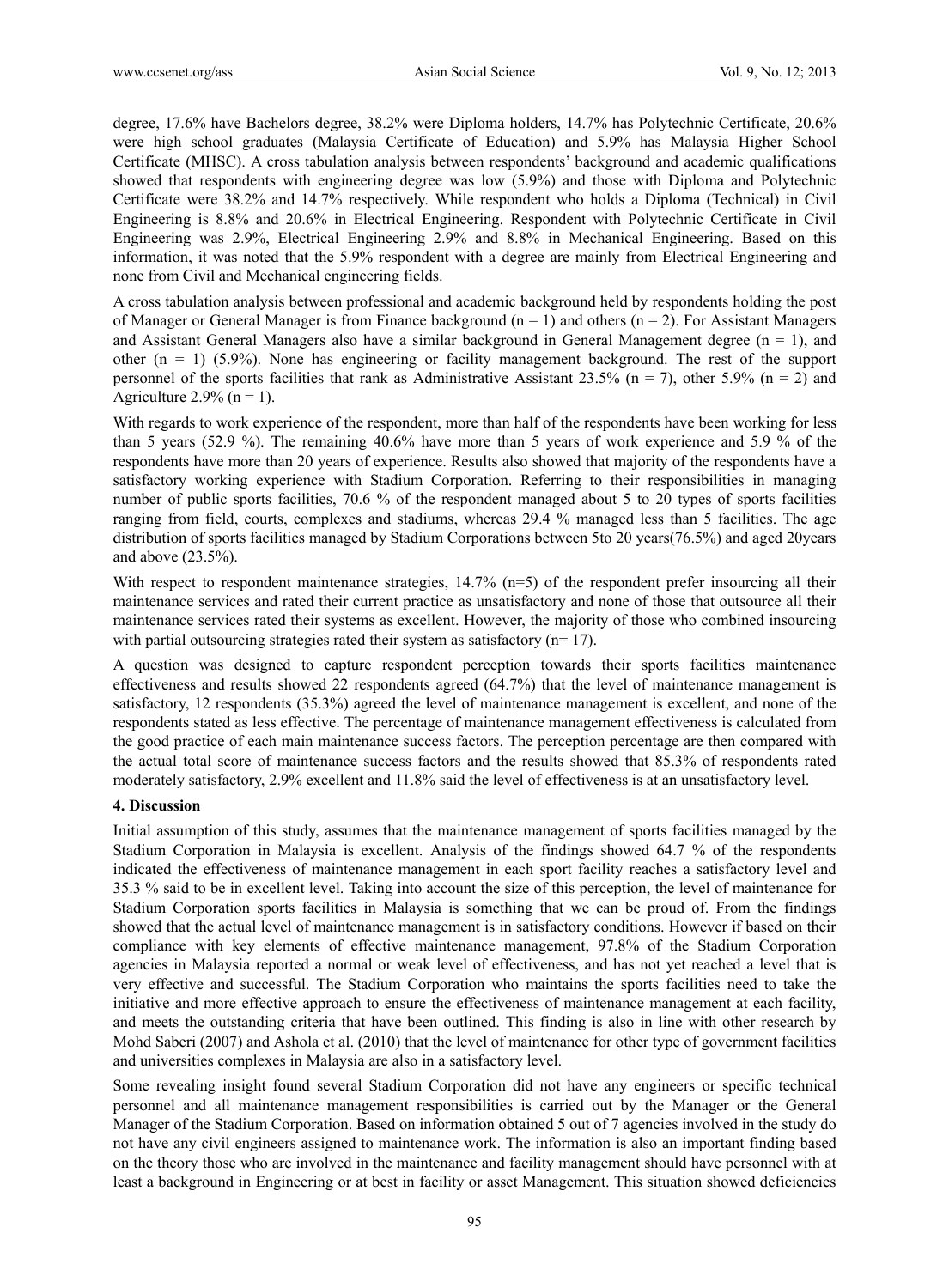degree, 17.6% have Bachelors degree, 38.2% were Diploma holders, 14.7% has Polytechnic Certificate, 20.6% were high school graduates (Malaysia Certificate of Education) and 5.9% has Malaysia Higher School Certificate (MHSC). A cross tabulation analysis between respondents' background and academic qualifications showed that respondents with engineering degree was low (5.9%) and those with Diploma and Polytechnic Certificate were 38.2% and 14.7% respectively. While respondent who holds a Diploma (Technical) in Civil Engineering is 8.8% and 20.6% in Electrical Engineering. Respondent with Polytechnic Certificate in Civil Engineering was 2.9%, Electrical Engineering 2.9% and 8.8% in Mechanical Engineering. Based on this information, it was noted that the 5.9% respondent with a degree are mainly from Electrical Engineering and none from Civil and Mechanical engineering fields.

A cross tabulation analysis between professional and academic background held by respondents holding the post of Manager or General Manager is from Finance background ($n = 1$) and others ($n = 2$). For Assistant Managers and Assistant General Managers also have a similar background in General Management degree ($n = 1$), and other ($n = 1$) (5.9%). None has engineering or facility management background. The rest of the support personnel of the sports facilities that rank as Administrative Assistant 23.5% ($n = 7$), other 5.9% ($n = 2$) and Agriculture 2.9% ($n = 1$).

With regards to work experience of the respondent, more than half of the respondents have been working for less than 5 years (52.9 %). The remaining 40.6% have more than 5 years of work experience and 5.9 % of the respondents have more than 20 years of experience. Results also showed that majority of the respondents have a satisfactory working experience with Stadium Corporation. Referring to their responsibilities in managing number of public sports facilities, 70.6 % of the respondent managed about 5 to 20 types of sports facilities ranging from field, courts, complexes and stadiums, whereas 29.4 % managed less than 5 facilities. The age distribution of sports facilities managed by Stadium Corporations between 5to 20 years(76.5%) and aged 20years and above (23.5%).

With respect to respondent maintenance strategies, 14.7% ($n=5$) of the respondent prefer insourcing all their maintenance services and rated their current practice as unsatisfactory and none of those that outsource all their maintenance services rated their systems as excellent. However, the majority of those who combined insourcing with partial outsourcing strategies rated their system as satisfactory ($n= 17$).

A question was designed to capture respondent perception towards their sports facilities maintenance effectiveness and results showed 22 respondents agreed (64.7%) that the level of maintenance management is satisfactory, 12 respondents (35.3%) agreed the level of maintenance management is excellent, and none of the respondents stated as less effective. The percentage of maintenance management effectiveness is calculated from the good practice of each main maintenance success factors. The perception percentage are then compared with the actual total score of maintenance success factors and the results showed that 85.3% of respondents rated moderately satisfactory, 2.9% excellent and 11.8% said the level of effectiveness is at an unsatisfactory level.

## 4. Discussion

Initial assumption of this study, assumes that the maintenance management of sports facilities managed by the Stadium Corporation in Malaysia is excellent. Analysis of the findings showed 64.7 % of the respondents indicated the effectiveness of maintenance management in each sport facility reaches a satisfactory level and 35.3 % said to be in excellent level. Taking into account the size of this perception, the level of maintenance for Stadium Corporation sports facilities in Malaysia is something that we can be proud of. From the findings showed that the actual level of maintenance management is in satisfactory conditions. However if based on their compliance with key elements of effective maintenance management, 97.8% of the Stadium Corporation agencies in Malaysia reported a normal or weak level of effectiveness, and has not yet reached a level that is very effective and successful. The Stadium Corporation who maintains the sports facilities need to take the initiative and more effective approach to ensure the effectiveness of maintenance management at each facility, and meets the outstanding criteria that have been outlined. This finding is also in line with other research by Mohd Saberi (2007) and Ashola et al. (2010) that the level of maintenance for other type of government facilities and universities complexes in Malaysia are also in a satisfactory level.

Some revealing insight found several Stadium Corporation did not have any engineers or specific technical personnel and all maintenance management responsibilities is carried out by the Manager or the General Manager of the Stadium Corporation. Based on information obtained 5 out of 7 agencies involved in the study do not have any civil engineers assigned to maintenance work. The information is also an important finding based on the theory those who are involved in the maintenance and facility management should have personnel with at least a background in Engineering or at best in facility or asset Management. This situation showed deficiencies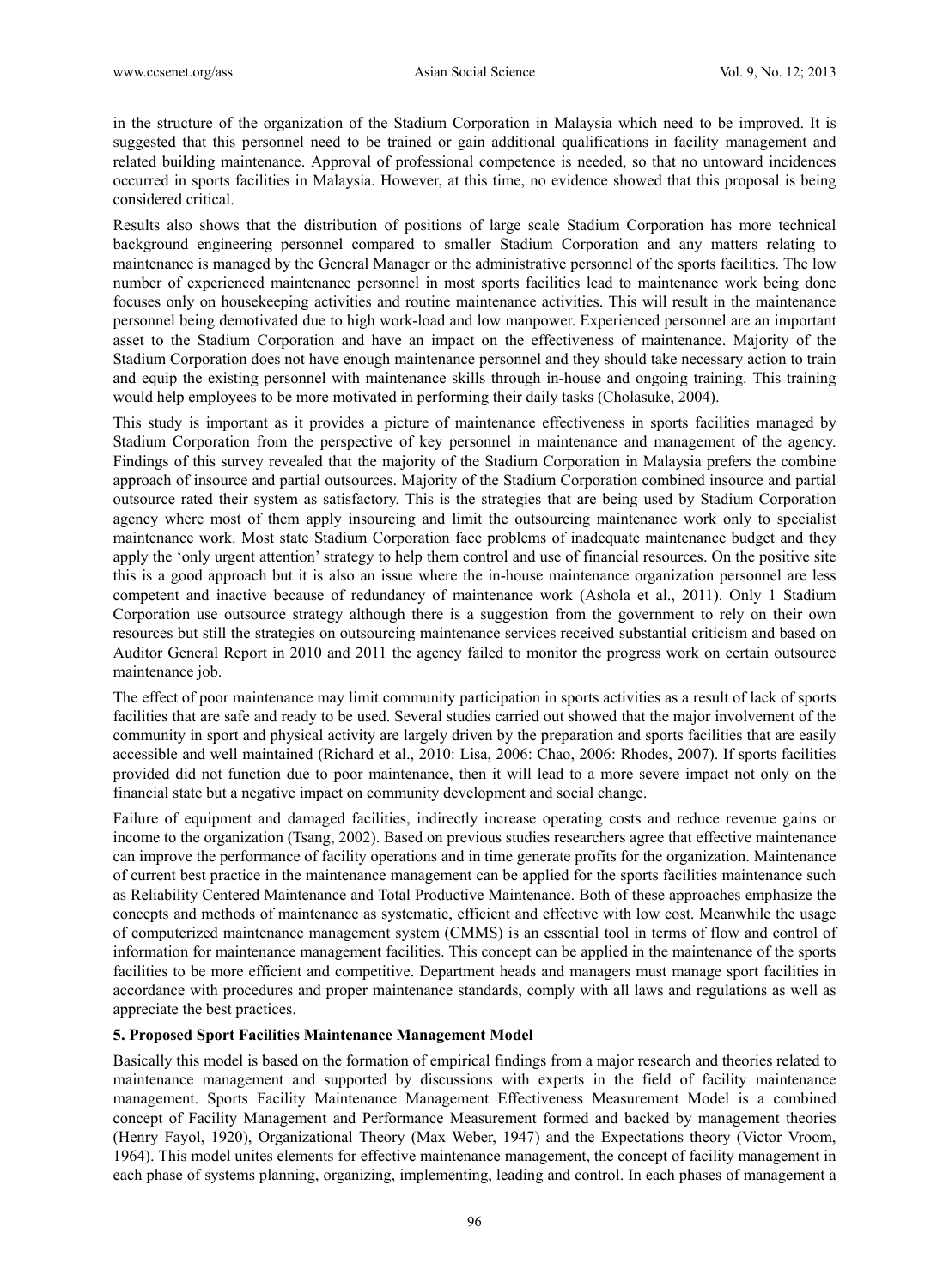in the structure of the organization of the Stadium Corporation in Malaysia which need to be improved. It is suggested that this personnel need to be trained or gain additional qualifications in facility management and related building maintenance. Approval of professional competence is needed, so that no untoward incidences occurred in sports facilities in Malaysia. However, at this time, no evidence showed that this proposal is being considered critical.

Results also shows that the distribution of positions of large scale Stadium Corporation has more technical background engineering personnel compared to smaller Stadium Corporation and any matters relating to maintenance is managed by the General Manager or the administrative personnel of the sports facilities. The low number of experienced maintenance personnel in most sports facilities lead to maintenance work being done focuses only on housekeeping activities and routine maintenance activities. This will result in the maintenance personnel being demotivated due to high work-load and low manpower. Experienced personnel are an important asset to the Stadium Corporation and have an impact on the effectiveness of maintenance. Majority of the Stadium Corporation does not have enough maintenance personnel and they should take necessary action to train and equip the existing personnel with maintenance skills through in-house and ongoing training. This training would help employees to be more motivated in performing their daily tasks (Cholasuke, 2004).

This study is important as it provides a picture of maintenance effectiveness in sports facilities managed by Stadium Corporation from the perspective of key personnel in maintenance and management of the agency. Findings of this survey revealed that the majority of the Stadium Corporation in Malaysia prefers the combine approach of insource and partial outsources. Majority of the Stadium Corporation combined insource and partial outsource rated their system as satisfactory. This is the strategies that are being used by Stadium Corporation agency where most of them apply insourcing and limit the outsourcing maintenance work only to specialist maintenance work. Most state Stadium Corporation face problems of inadequate maintenance budget and they apply the 'only urgent attention' strategy to help them control and use of financial resources. On the positive site this is a good approach but it is also an issue where the in-house maintenance organization personnel are less competent and inactive because of redundancy of maintenance work (Ashola et al., 2011). Only 1 Stadium Corporation use outsource strategy although there is a suggestion from the government to rely on their own resources but still the strategies on outsourcing maintenance services received substantial criticism and based on Auditor General Report in 2010 and 2011 the agency failed to monitor the progress work on certain outsource maintenance job.

The effect of poor maintenance may limit community participation in sports activities as a result of lack of sports facilities that are safe and ready to be used. Several studies carried out showed that the major involvement of the community in sport and physical activity are largely driven by the preparation and sports facilities that are easily accessible and well maintained (Richard et al., 2010: Lisa, 2006: Chao, 2006: Rhodes, 2007). If sports facilities provided did not function due to poor maintenance, then it will lead to a more severe impact not only on the financial state but a negative impact on community development and social change.

Failure of equipment and damaged facilities, indirectly increase operating costs and reduce revenue gains or income to the organization (Tsang, 2002). Based on previous studies researchers agree that effective maintenance can improve the performance of facility operations and in time generate profits for the organization. Maintenance of current best practice in the maintenance management can be applied for the sports facilities maintenance such as Reliability Centered Maintenance and Total Productive Maintenance. Both of these approaches emphasize the concepts and methods of maintenance as systematic, efficient and effective with low cost. Meanwhile the usage of computerized maintenance management system (CMMS) is an essential tool in terms of flow and control of information for maintenance management facilities. This concept can be applied in the maintenance of the sports facilities to be more efficient and competitive. Department heads and managers must manage sport facilities in accordance with procedures and proper maintenance standards, comply with all laws and regulations as well as appreciate the best practices.

## 5. Proposed Sport Facilities Maintenance Management Model

Basically this model is based on the formation of empirical findings from a major research and theories related to maintenance management and supported by discussions with experts in the field of facility maintenance management. Sports Facility Maintenance Management Effectiveness Measurement Model is a combined concept of Facility Management and Performance Measurement formed and backed by management theories (Henry Fayol, 1920), Organizational Theory (Max Weber, 1947) and the Expectations theory (Victor Vroom, 1964). This model unites elements for effective maintenance management, the concept of facility management in each phase of systems planning, organizing, implementing, leading and control. In each phases of management a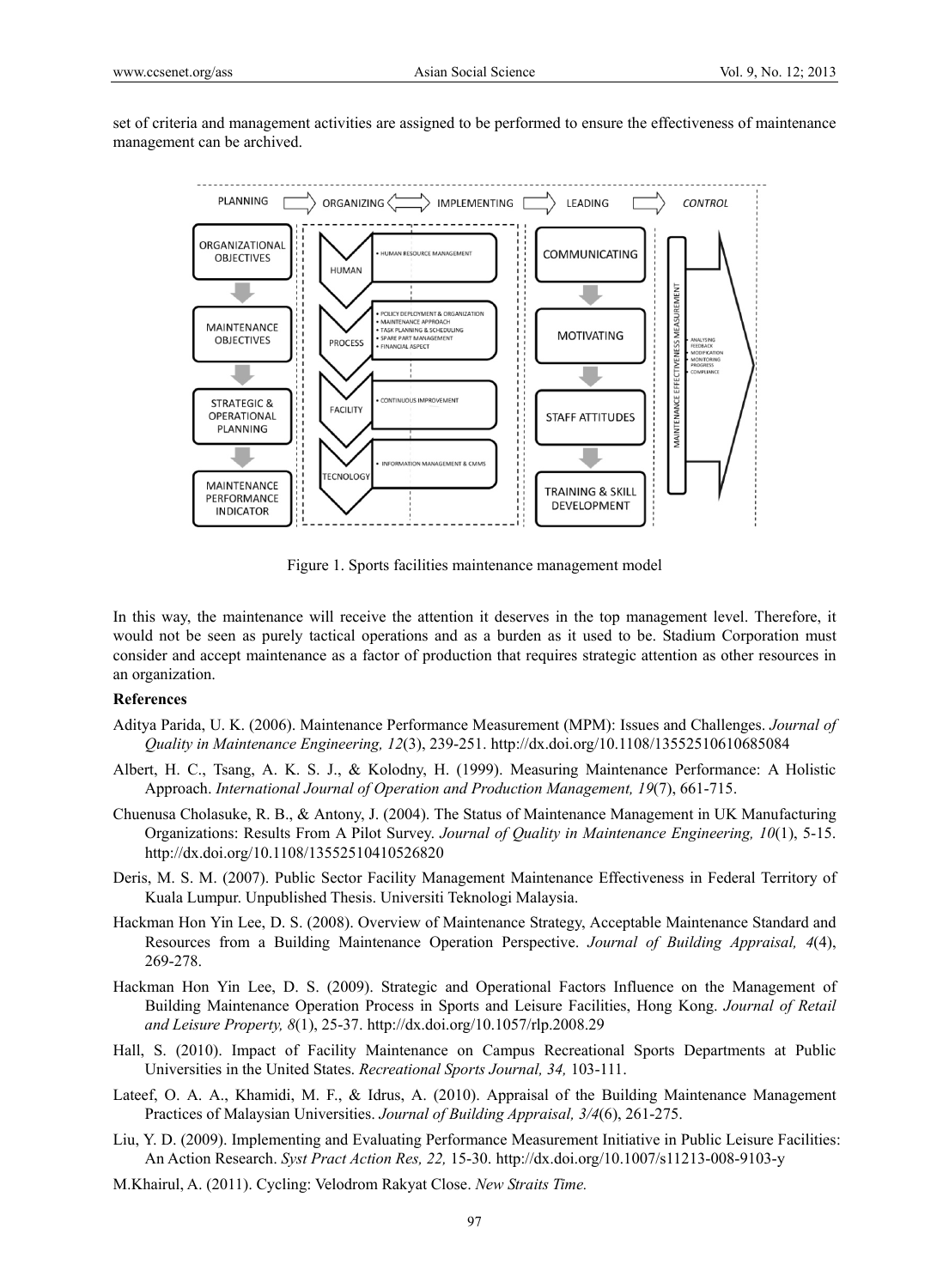set of criteria and management activities are assigned to be performed to ensure the effectiveness of maintenance management can be archived.

Figure 1. Sports facilities maintenance management model

In this way, the maintenance will receive the attention it deserves in the top management level. Therefore, it would not be seen as purely tactical operations and as a burden as it used to be. Stadium Corporation must consider and accept maintenance as a factor of production that requires strategic attention as other resources in an organization.

**References**

Aditya Parida, U. K. (2006). Maintenance Performance Measurement (MPM): Issues and Challenges. *Journal of Quality in Maintenance Engineering, 12*(3), 239-251. http://dx.doi.org/10.1108/13552510610685084

Albert, H. C., Tsang, A. K. S. J., & Kolodny, H. (1999). Measuring Maintenance Performance: A Holistic Approach. *International Journal of Operation and Production Management, 19*(7), 661-715.

Chuenusa Cholasuke, R. B., & Antony, J. (2004). The Status of Maintenance Management in UK Manufacturing Organizations: Results From A Pilot Survey. *Journal of Quality in Maintenance Engineering, 10*(1), 5-15. http://dx.doi.org/10.1108/13552510410526820

Deris, M. S. M. (2007). Public Sector Facility Management Maintenance Effectiveness in Federal Territory of Kuala Lumpur. Unpublished Thesis. Universiti Teknologi Malaysia.

Hackman Hon Yin Lee, D. S. (2008). Overview of Maintenance Strategy, Acceptable Maintenance Standard and Resources from a Building Maintenance Operation Perspective. *Journal of Building Appraisal, 4*(4), 269-278.

Hackman Hon Yin Lee, D. S. (2009). Strategic and Operational Factors Influence on the Management of Building Maintenance Operation Process in Sports and Leisure Facilities, Hong Kong. *Journal of Retail and Leisure Property, 8*(1), 25-37. http://dx.doi.org/10.1057/rlp.2008.29

Hall, S. (2010). Impact of Facility Maintenance on Campus Recreational Sports Departments at Public Universities in the United States. *Recreational Sports Journal, 34,* 103-111.

Lateef, O. A. A., Khamidi, M. F., & Idrus, A. (2010). Appraisal of the Building Maintenance Management Practices of Malaysian Universities. *Journal of Building Appraisal, 3/4*(6), 261-275.

Liu, Y. D. (2009). Implementing and Evaluating Performance Measurement Initiative in Public Leisure Facilities: An Action Research. *Syst Pract Action Res, 22,* 15-30. http://dx.doi.org/10.1007/s11213-008-9103-y

M.Khairul, A. (2011). Cycling: Velodrom Rakyat Close. *New Straits Time.*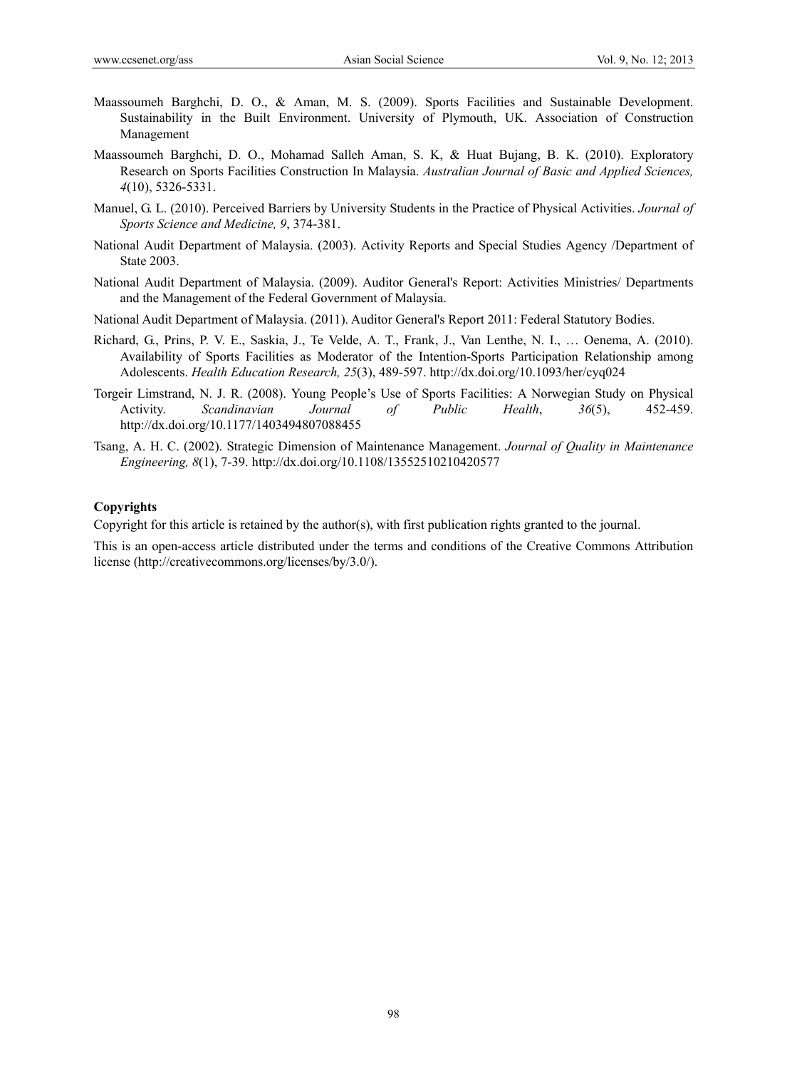Maassoumeh Barghchi, D. O., & Aman, M. S. (2009). Sports Facilities and Sustainable Development. Sustainability in the Built Environment. University of Plymouth, UK. Association of Construction Management

Maassoumeh Barghchi, D. O., Mohamad Salleh Aman, S. K, & Huat Bujang, B. K. (2010). Exploratory Research on Sports Facilities Construction In Malaysia. *Australian Journal of Basic and Applied Sciences, 4*(10), 5326-5331.

Manuel, G. L. (2010). Perceived Barriers by University Students in the Practice of Physical Activities. *Journal of Sports Science and Medicine, 9*, 374-381.

National Audit Department of Malaysia. (2003). Activity Reports and Special Studies Agency /Department of State 2003.

National Audit Department of Malaysia. (2009). Auditor General's Report: Activities Ministries/ Departments and the Management of the Federal Government of Malaysia.

National Audit Department of Malaysia. (2011). Auditor General's Report 2011: Federal Statutory Bodies.

Richard, G., Prins, P. V. E., Saskia, J., Te Velde, A. T., Frank, J., Van Lenthe, N. I., … Oenema, A. (2010). Availability of Sports Facilities as Moderator of the Intention-Sports Participation Relationship among Adolescents. *Health Education Research, 25*(3), 489-597. http://dx.doi.org/10.1093/her/cyq024

Torgeir Limstrand, N. J. R. (2008). Young People's Use of Sports Facilities: A Norwegian Study on Physical Activity. *Scandinavian Journal of Public Health*, *36*(5), 452-459. http://dx.doi.org/10.1177/1403494807088455

Tsang, A. H. C. (2002). Strategic Dimension of Maintenance Management. *Journal of Quality in Maintenance Engineering, 8*(1), 7-39. http://dx.doi.org/10.1108/13552510210420577

**Copyrights**

Copyright for this article is retained by the author(s), with first publication rights granted to the journal.

This is an open-access article distributed under the terms and conditions of the Creative Commons Attribution license (http://creativecommons.org/licenses/by/3.0/).